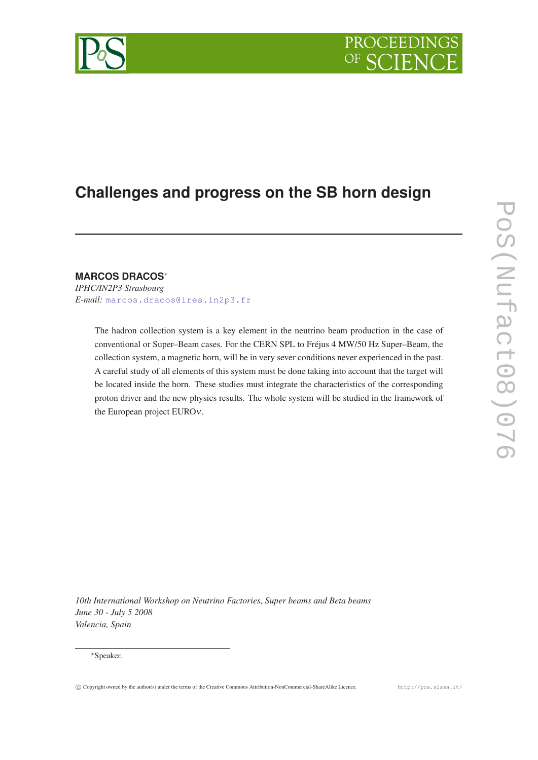# Challenges and progress on the SB horn design

**MARCOS DRACOS***

*IPHC/IN2P3 Strasbourg*

*E-mail:* marcos.dracos@ires.in2p3.fr

The hadron collection system is a key element in the neutrino beam production in the case of conventional or Super–Beam cases. For the CERN SPL to Fréjus 4 MW/50 Hz Super–Beam, the collection system, a magnetic horn, will be in very sever conditions never experienced in the past. A careful study of all elements of this system must be done taking into account that the target will be located inside the horn. These studies must integrate the characteristics of the corresponding proton driver and the new physics results. The whole system will be studied in the framework of the European project EURO$\nu$.

*10th International Workshop on Neutrino Factories, Super beams and Beta beams*
*June 30 - July 5 2008*
*Valencia, Spain*

*Speaker.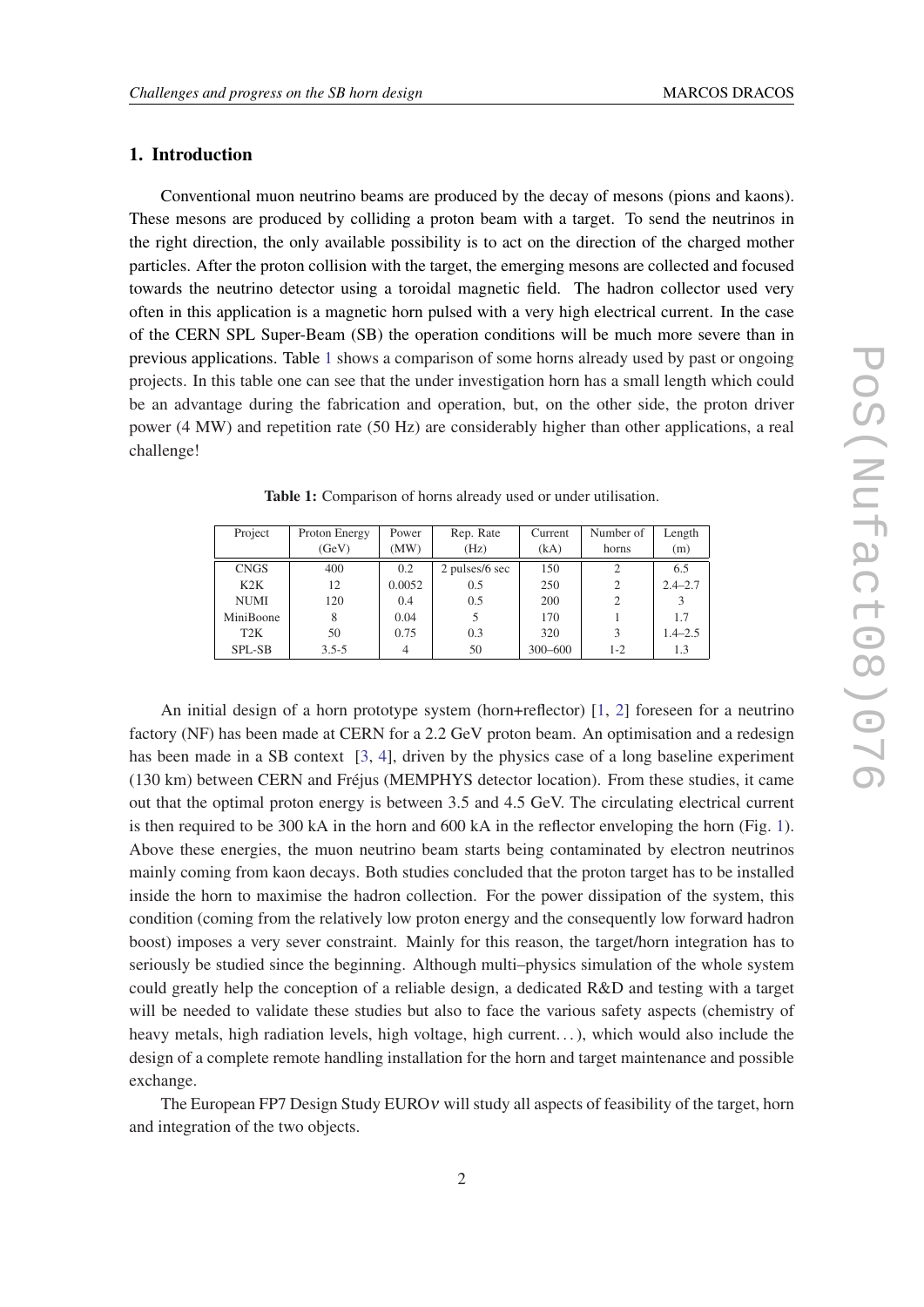## 1. Introduction

Conventional muon neutrino beams are produced by the decay of mesons (pions and kaons). These mesons are produced by colliding a proton beam with a target. To send the neutrinos in the right direction, the only available possibility is to act on the direction of the charged mother particles. After the proton collision with the target, the emerging mesons are collected and focused towards the neutrino detector using a toroidal magnetic field. The hadron collector used very often in this application is a magnetic horn pulsed with a very high electrical current. In the case of the CERN SPL Super-Beam (SB) the operation conditions will be much more severe than in previous applications. Table 1 shows a comparison of some horns already used by past or ongoing projects. In this table one can see that the under investigation horn has a small length which could be an advantage during the fabrication and operation, but, on the other side, the proton driver power (4 MW) and repetition rate (50 Hz) are considerably higher than other applications, a real challenge!

**Table 1:** Comparison of horns already used or under utilisation.

| Project | Proton Energy (GeV) | Power (MW) | Rep. Rate (Hz) | Current (kA) | Number of horns | Length (m) |
|---|---|---|---|---|---|---|
| CNGS | 400 | 0.2 | 2 pulses/6 sec | 150 | 2 | 6.5 |
| K2K | 12 | 0.0052 | 0.5 | 250 | 2 | 2.4–2.7 |
| NUMI | 120 | 0.4 | 0.5 | 200 | 2 | 3 |
| MiniBoone | 8 | 0.04 | 5 | 170 | 1 | 1.7 |
| T2K | 50 | 0.75 | 0.3 | 320 | 3 | 1.4–2.5 |
| SPL-SB | 3.5-5 | 4 | 50 | 300–600 | 1-2 | 1.3 |

An initial design of a horn prototype system (horn+reflector) [1, 2] foreseen for a neutrino factory (NF) has been made at CERN for a 2.2 GeV proton beam. An optimisation and a redesign has been made in a SB context [3, 4], driven by the physics case of a long baseline experiment (130 km) between CERN and Fréjus (MEMPHYS detector location). From these studies, it came out that the optimal proton energy is between 3.5 and 4.5 GeV. The circulating electrical current is then required to be 300 kA in the horn and 600 kA in the reflector enveloping the horn (Fig. 1). Above these energies, the muon neutrino beam starts being contaminated by electron neutrinos mainly coming from kaon decays. Both studies concluded that the proton target has to be installed inside the horn to maximise the hadron collection. For the power dissipation of the system, this condition (coming from the relatively low proton energy and the consequently low forward hadron boost) imposes a very sever constraint. Mainly for this reason, the target/horn integration has to seriously be studied since the beginning. Although multi–physics simulation of the whole system could greatly help the conception of a reliable design, a dedicated R&D and testing with a target will be needed to validate these studies but also to face the various safety aspects (chemistry of heavy metals, high radiation levels, high voltage, high current...), which would also include the design of a complete remote handling installation for the horn and target maintenance and possible exchange.

The European FP7 Design Study EURO$\nu$ will study all aspects of feasibility of the target, horn and integration of the two objects.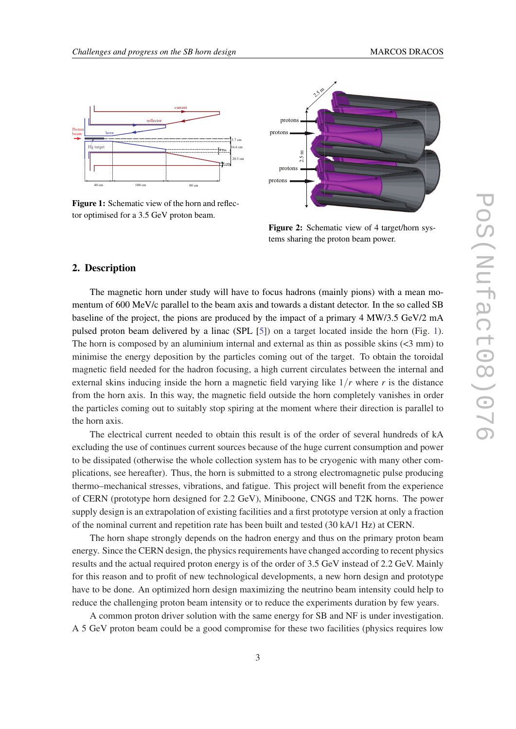Figure 1: Schematic view of the horn and reflector optimised for a 3.5 GeV proton beam.

Figure 2: Schematic view of 4 target/horn systems sharing the proton beam power.

## 2. Description

The magnetic horn under study will have to focus hadrons (mainly pions) with a mean momentum of 600 MeV/c parallel to the beam axis and towards a distant detector. In the so called SB baseline of the project, the pions are produced by the impact of a primary 4 MW/3.5 GeV/2 mA pulsed proton beam delivered by a linac (SPL [5]) on a target located inside the horn (Fig. 1). The horn is composed by an aluminium internal and external as thin as possible skins (<3 mm) to minimise the energy deposition by the particles coming out of the target. To obtain the toroidal magnetic field needed for the hadron focusing, a high current circulates between the internal and external skins inducing inside the horn a magnetic field varying like $1/r$ where $r$ is the distance from the horn axis. In this way, the magnetic field outside the horn completely vanishes in order the particles coming out to suitably stop spiring at the moment where their direction is parallel to the horn axis.

The electrical current needed to obtain this result is of the order of several hundreds of kA excluding the use of continues current sources because of the huge current consumption and power to be dissipated (otherwise the whole collection system has to be cryogenic with many other complications, see hereafter). Thus, the horn is submitted to a strong electromagnetic pulse producing thermo–mechanical stresses, vibrations, and fatigue. This project will benefit from the experience of CERN (prototype horn designed for 2.2 GeV), Miniboone, CNGS and T2K horns. The power supply design is an extrapolation of existing facilities and a first prototype version at only a fraction of the nominal current and repetition rate has been built and tested (30 kA/1 Hz) at CERN.

The horn shape strongly depends on the hadron energy and thus on the primary proton beam energy. Since the CERN design, the physics requirements have changed according to recent physics results and the actual required proton energy is of the order of 3.5 GeV instead of 2.2 GeV. Mainly for this reason and to profit of new technological developments, a new horn design and prototype have to be done. An optimized horn design maximizing the neutrino beam intensity could help to reduce the challenging proton beam intensity or to reduce the experiments duration by few years.

A common proton driver solution with the same energy for SB and NF is under investigation. A 5 GeV proton beam could be a good compromise for these two facilities (physics requires low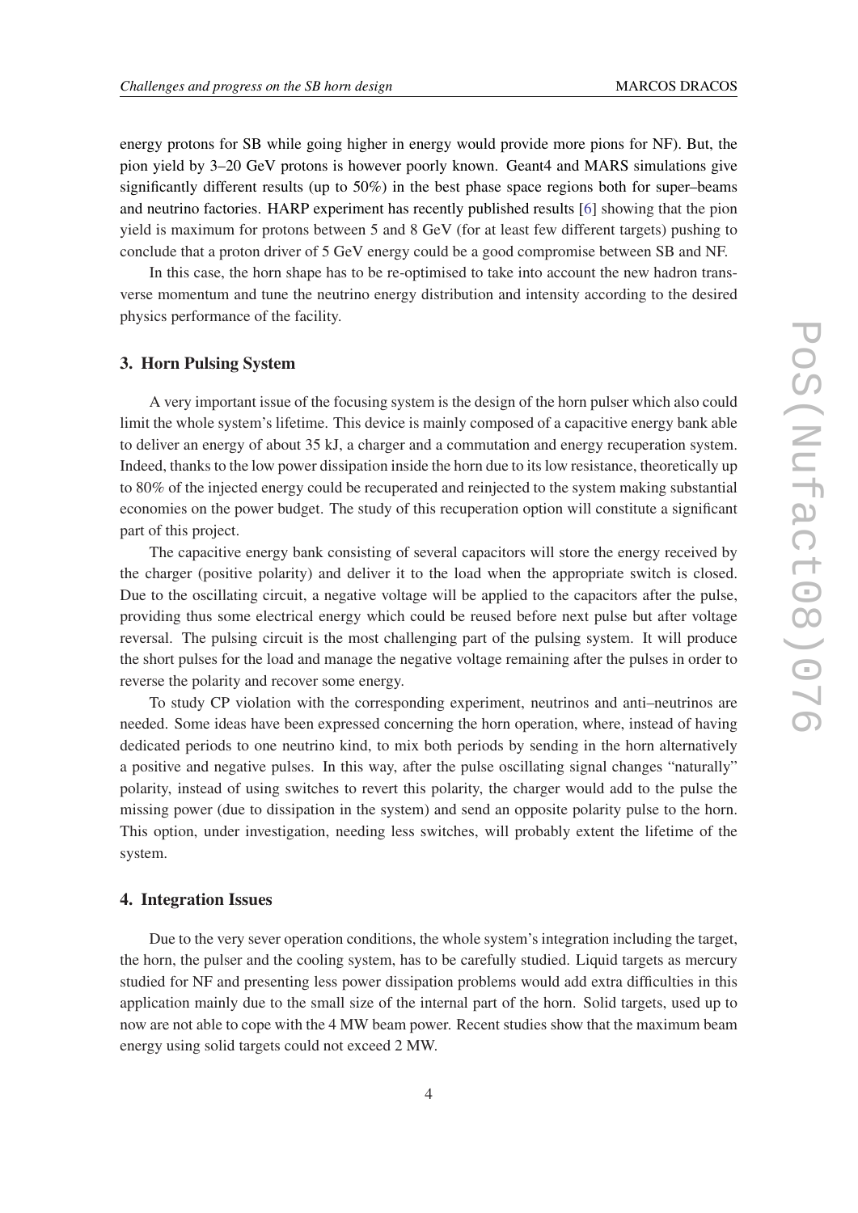energy protons for SB while going higher in energy would provide more pions for NF). But, the pion yield by 3–20 GeV protons is however poorly known. Geant4 and MARS simulations give significantly different results (up to 50%) in the best phase space regions both for super–beams and neutrino factories. HARP experiment has recently published results [6] showing that the pion yield is maximum for protons between 5 and 8 GeV (for at least few different targets) pushing to conclude that a proton driver of 5 GeV energy could be a good compromise between SB and NF.

In this case, the horn shape has to be re-optimised to take into account the new hadron transverse momentum and tune the neutrino energy distribution and intensity according to the desired physics performance of the facility.

## 3. Horn Pulsing System

A very important issue of the focusing system is the design of the horn pulser which also could limit the whole system's lifetime. This device is mainly composed of a capacitive energy bank able to deliver an energy of about 35 kJ, a charger and a commutation and energy recuperation system. Indeed, thanks to the low power dissipation inside the horn due to its low resistance, theoretically up to 80% of the injected energy could be recuperated and reinjected to the system making substantial economies on the power budget. The study of this recuperation option will constitute a significant part of this project.

The capacitive energy bank consisting of several capacitors will store the energy received by the charger (positive polarity) and deliver it to the load when the appropriate switch is closed. Due to the oscillating circuit, a negative voltage will be applied to the capacitors after the pulse, providing thus some electrical energy which could be reused before next pulse but after voltage reversal. The pulsing circuit is the most challenging part of the pulsing system. It will produce the short pulses for the load and manage the negative voltage remaining after the pulses in order to reverse the polarity and recover some energy.

To study CP violation with the corresponding experiment, neutrinos and anti–neutrinos are needed. Some ideas have been expressed concerning the horn operation, where, instead of having dedicated periods to one neutrino kind, to mix both periods by sending in the horn alternatively a positive and negative pulses. In this way, after the pulse oscillating signal changes "naturally" polarity, instead of using switches to revert this polarity, the charger would add to the pulse the missing power (due to dissipation in the system) and send an opposite polarity pulse to the horn. This option, under investigation, needing less switches, will probably extent the lifetime of the system.

## 4. Integration Issues

Due to the very sever operation conditions, the whole system's integration including the target, the horn, the pulser and the cooling system, has to be carefully studied. Liquid targets as mercury studied for NF and presenting less power dissipation problems would add extra difficulties in this application mainly due to the small size of the internal part of the horn. Solid targets, used up to now are not able to cope with the 4 MW beam power. Recent studies show that the maximum beam energy using solid targets could not exceed 2 MW.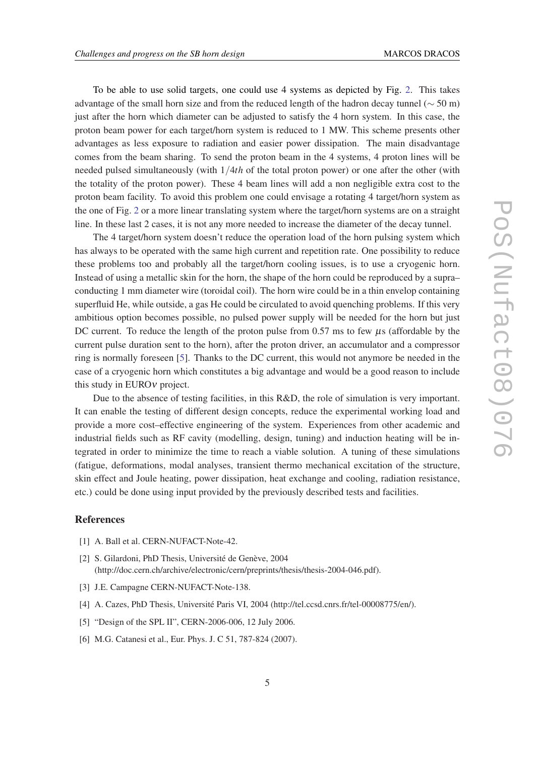To be able to use solid targets, one could use 4 systems as depicted by Fig. 2. This takes advantage of the small horn size and from the reduced length of the hadron decay tunnel ($\sim 50$ m) just after the horn which diameter can be adjusted to satisfy the 4 horn system. In this case, the proton beam power for each target/horn system is reduced to 1 MW. This scheme presents other advantages as less exposure to radiation and easier power dissipation. The main disadvantage comes from the beam sharing. To send the proton beam in the 4 systems, 4 proton lines will be needed pulsed simultaneously (with $1/4th$ of the total proton power) or one after the other (with the totality of the proton power). These 4 beam lines will add a non negligible extra cost to the proton beam facility. To avoid this problem one could envisage a rotating 4 target/horn system as the one of Fig. 2 or a more linear translating system where the target/horn systems are on a straight line. In these last 2 cases, it is not any more needed to increase the diameter of the decay tunnel.

The 4 target/horn system doesn't reduce the operation load of the horn pulsing system which has always to be operated with the same high current and repetition rate. One possibility to reduce these problems too and probably all the target/horn cooling issues, is to use a cryogenic horn. Instead of using a metallic skin for the horn, the shape of the horn could be reproduced by a supra–conducting 1 mm diameter wire (toroidal coil). The horn wire could be in a thin envelop containing superfluid He, while outside, a gas He could be circulated to avoid quenching problems. If this very ambitious option becomes possible, no pulsed power supply will be needed for the horn but just DC current. To reduce the length of the proton pulse from 0.57 ms to few $\mu$s (affordable by the current pulse duration sent to the horn), after the proton driver, an accumulator and a compressor ring is normally foreseen [5]. Thanks to the DC current, this would not anymore be needed in the case of a cryogenic horn which constitutes a big advantage and would be a good reason to include this study in EURO$\nu$ project.

Due to the absence of testing facilities, in this R&D, the role of simulation is very important. It can enable the testing of different design concepts, reduce the experimental working load and provide a more cost–effective engineering of the system. Experiences from other academic and industrial fields such as RF cavity (modelling, design, tuning) and induction heating will be integrated in order to minimize the time to reach a viable solution. A tuning of these simulations (fatigue, deformations, modal analyses, transient thermo mechanical excitation of the structure, skin effect and Joule heating, power dissipation, heat exchange and cooling, radiation resistance, etc.) could be done using input provided by the previously described tests and facilities.

## References

[1] A. Ball et al. CERN-NUFACT-Note-42.

[2] S. Gilardoni, PhD Thesis, Université de Genève, 2004 (http://doc.cern.ch/archive/electronic/cern/preprints/thesis/thesis-2004-046.pdf).

[3] J.E. Campagne CERN-NUFACT-Note-138.

[4] A. Cazes, PhD Thesis, Université Paris VI, 2004 (http://tel.ccsd.cnrs.fr/tel-00008775/en/).

[5] "Design of the SPL II", CERN-2006-006, 12 July 2006.

[6] M.G. Catanesi et al., Eur. Phys. J. C 51, 787-824 (2007).